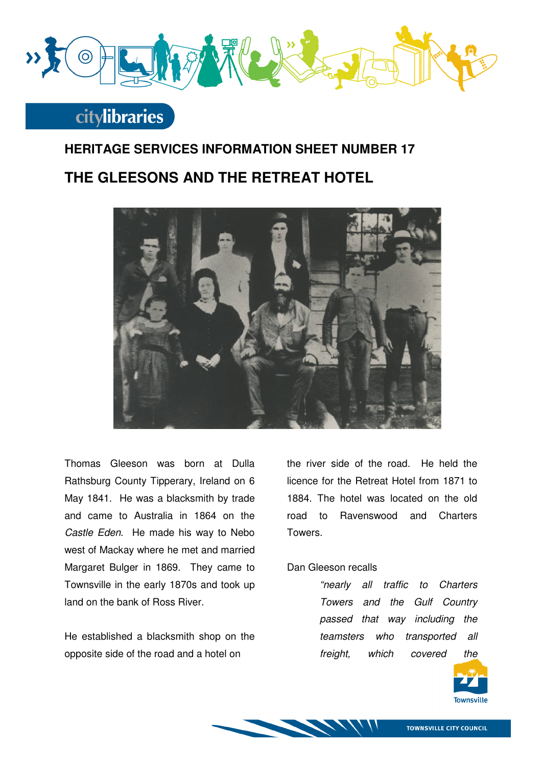## HERITAGE SERVICES INFORMATION SHEET NUMBER 17

# THE GLEESONS AND THE RETREAT HOTEL

Thomas Gleeson was born at Dulla Rathsburg County Tipperary, Ireland on 6 May 1841. He was a blacksmith by trade and came to Australia in 1864 on the *Castle Eden*. He made his way to Nebo west of Mackay where he met and married Margaret Bulger in 1869. They came to Townsville in the early 1870s and took up land on the bank of Ross River.

He established a blacksmith shop on the opposite side of the road and a hotel on the river side of the road. He held the licence for the Retreat Hotel from 1871 to 1884. The hotel was located on the old road to Ravenswood and Charters Towers.

Dan Gleeson recalls

> *"nearly all traffic to Charters Towers and the Gulf Country passed that way including the teamsters who transported all freight, which covered the*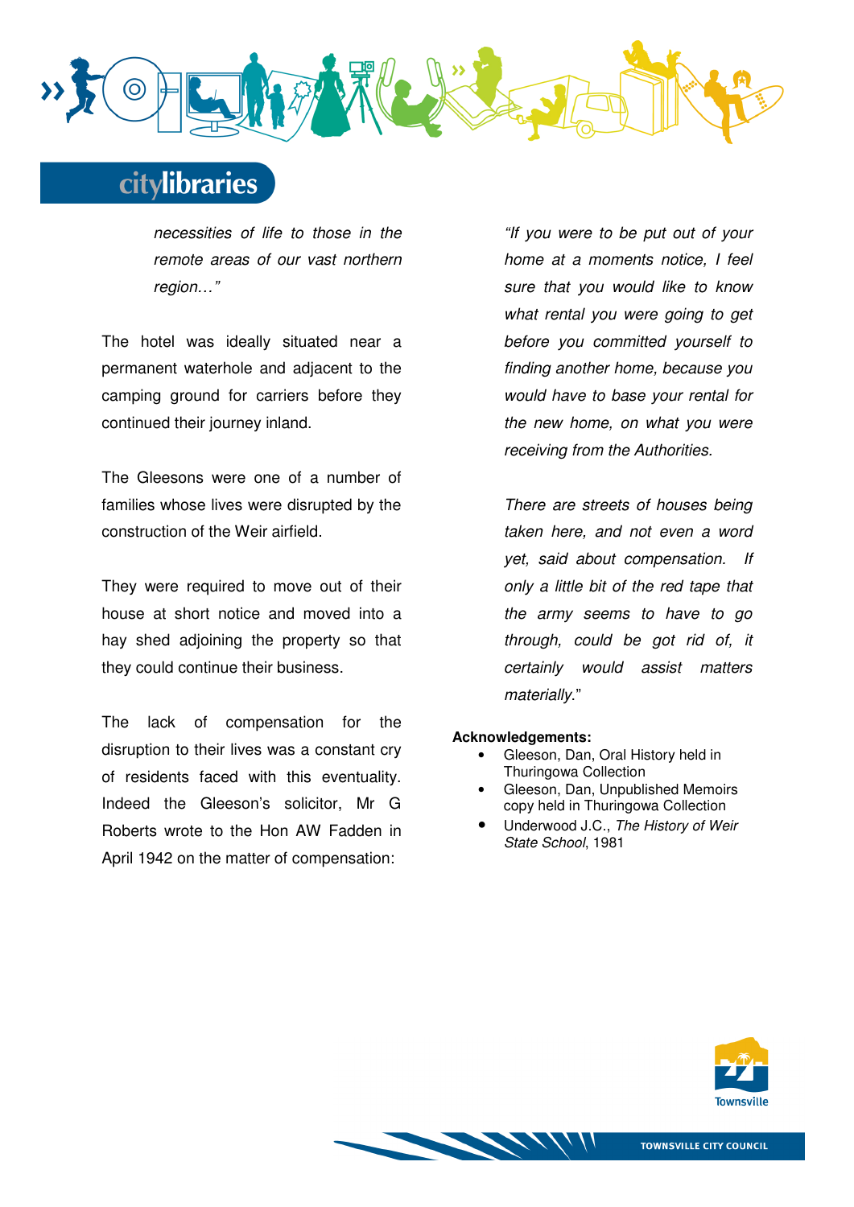*necessities of life to those in the remote areas of our vast northern region…"*

The hotel was ideally situated near a permanent waterhole and adjacent to the camping ground for carriers before they continued their journey inland.

The Gleesons were one of a number of families whose lives were disrupted by the construction of the Weir airfield.

They were required to move out of their house at short notice and moved into a hay shed adjoining the property so that they could continue their business.

The lack of compensation for the disruption to their lives was a constant cry of residents faced with this eventuality. Indeed the Gleeson's solicitor, Mr G Roberts wrote to the Hon AW Fadden in April 1942 on the matter of compensation:

*"If you were to be put out of your home at a moments notice, I feel sure that you would like to know what rental you were going to get before you committed yourself to finding another home, because you would have to base your rental for the new home, on what you were receiving from the Authorities.*

*There are streets of houses being taken here, and not even a word yet, said about compensation. If only a little bit of the red tape that the army seems to have to go through, could be got rid of, it certainly would assist matters materially."*

**Acknowledgements:**

- Gleeson, Dan, Oral History held in Thuringowa Collection
- Gleeson, Dan, Unpublished Memoirs copy held in Thuringowa Collection
- Underwood J.C., *The History of Weir State School*, 1981